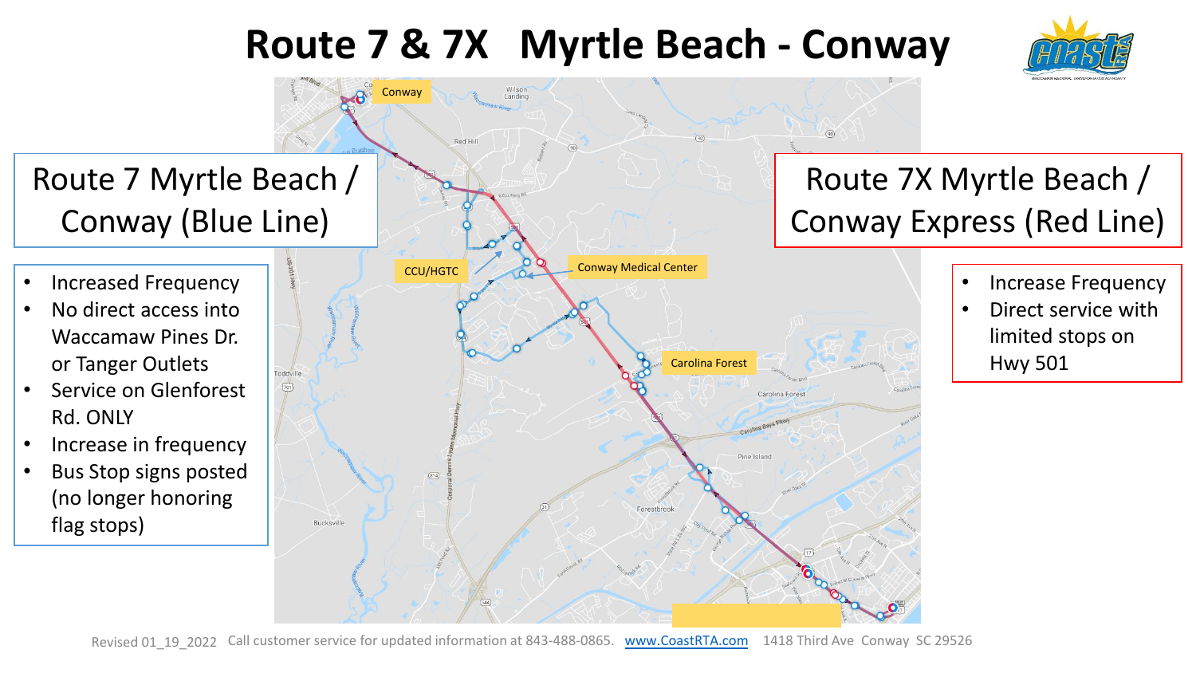# Route 7 & 7X Myrtle Beach - Conway

## Route 7 Myrtle Beach / Conway (Blue Line)

- Increased Frequency
- No direct access into Waccamaw Pines Dr. or Tanger Outlets
- Service on Glenforest Rd. ONLY
- Increase in frequency
- Bus Stop signs posted (no longer honoring flag stops)

## Route 7X Myrtle Beach / Conway Express (Red Line)

- Increase Frequency
- Direct service with limited stops on Hwy 501

Conway

CCU/HGTC

Conway Medical Center

Carolina Forest

Revised 01_19_2022 Call customer service for updated information at 843-488-0865. www.CoastRTA.com 1418 Third Ave Conway SC 29526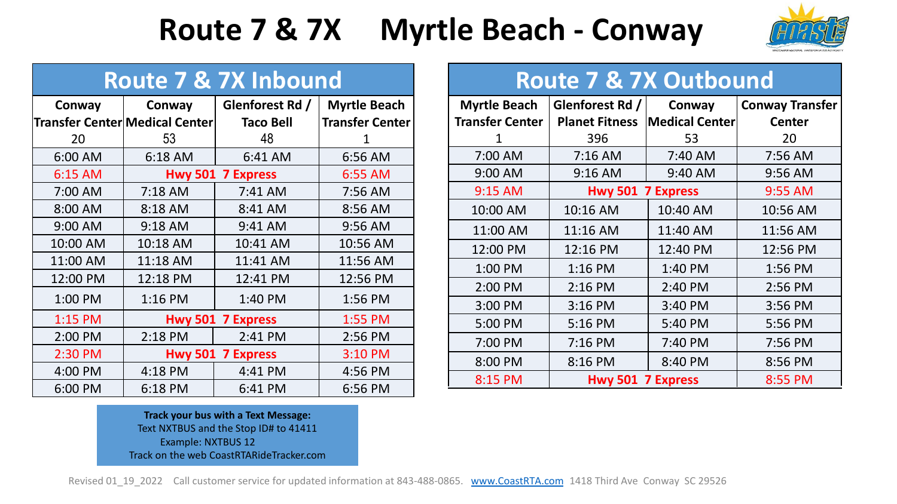# Route 7 & 7X Myrtle Beach - Conway

## Route 7 & 7X Inbound

| Conway Transfer Center 20 | Conway Medical Center 53 | Glenforest Rd / Taco Bell 48 | Myrtle Beach Transfer Center 1 |
|---|---|---|---|
| 6:00 AM | 6:18 AM | 6:41 AM | 6:56 AM |
| 6:15 AM | Hwy 501 7 Express | | 6:55 AM |
| 7:00 AM | 7:18 AM | 7:41 AM | 7:56 AM |
| 8:00 AM | 8:18 AM | 8:41 AM | 8:56 AM |
| 9:00 AM | 9:18 AM | 9:41 AM | 9:56 AM |
| 10:00 AM | 10:18 AM | 10:41 AM | 10:56 AM |
| 11:00 AM | 11:18 AM | 11:41 AM | 11:56 AM |
| 12:00 PM | 12:18 PM | 12:41 PM | 12:56 PM |
| 1:00 PM | 1:16 PM | 1:40 PM | 1:56 PM |
| 1:15 PM | Hwy 501 7 Express | | 1:55 PM |
| 2:00 PM | 2:18 PM | 2:41 PM | 2:56 PM |
| 2:30 PM | Hwy 501 7 Express | | 3:10 PM |
| 4:00 PM | 4:18 PM | 4:41 PM | 4:56 PM |
| 6:00 PM | 6:18 PM | 6:41 PM | 6:56 PM |

## Route 7 & 7X Outbound

| Myrtle Beach Transfer Center 1 | Glenforest Rd / Planet Fitness 396 | Conway Medical Center 53 | Conway Transfer Center 20 |
|---|---|---|---|
| 7:00 AM | 7:16 AM | 7:40 AM | 7:56 AM |
| 9:00 AM | 9:16 AM | 9:40 AM | 9:56 AM |
| 9:15 AM | Hwy 501 7 Express | | 9:55 AM |
| 10:00 AM | 10:16 AM | 10:40 AM | 10:56 AM |
| 11:00 AM | 11:16 AM | 11:40 AM | 11:56 AM |
| 12:00 PM | 12:16 PM | 12:40 PM | 12:56 PM |
| 1:00 PM | 1:16 PM | 1:40 PM | 1:56 PM |
| 2:00 PM | 2:16 PM | 2:40 PM | 2:56 PM |
| 3:00 PM | 3:16 PM | 3:40 PM | 3:56 PM |
| 5:00 PM | 5:16 PM | 5:40 PM | 5:56 PM |
| 7:00 PM | 7:16 PM | 7:40 PM | 7:56 PM |
| 8:00 PM | 8:16 PM | 8:40 PM | 8:56 PM |
| 8:15 PM | Hwy 501 7 Express | | 8:55 PM |

**Track your bus with a Text Message:**
Text NXTBUS and the Stop ID# to 41411
Example: NXTBUS 12
Track on the web CoastRTARideTracker.com

Revised 01_19_2022 Call customer service for updated information at 843-488-0865. www.CoastRTA.com 1418 Third Ave Conway SC 29526